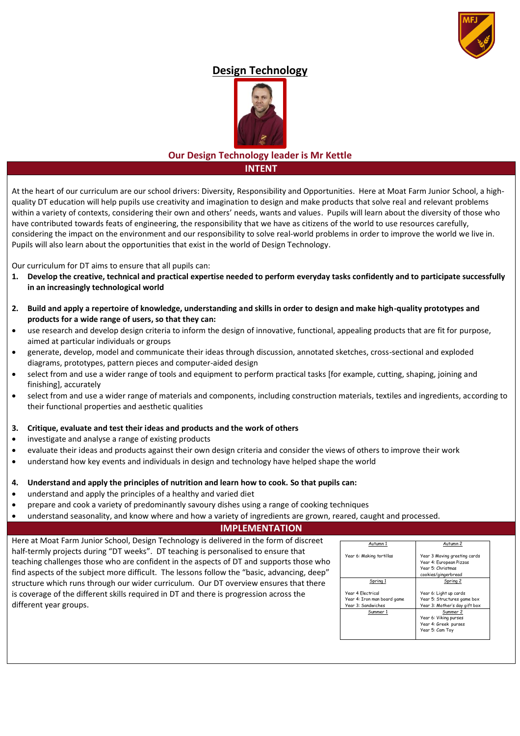# Design Technology

**Our Design Technology leader is Mr Kettle**

## INTENT

At the heart of our curriculum are our school drivers: Diversity, Responsibility and Opportunities. Here at Moat Farm Junior School, a high-quality DT education will help pupils use creativity and imagination to design and make products that solve real and relevant problems within a variety of contexts, considering their own and others' needs, wants and values. Pupils will learn about the diversity of those who have contributed towards feats of engineering, the responsibility that we have as citizens of the world to use resources carefully, considering the impact on the environment and our responsibility to solve real-world problems in order to improve the world we live in. Pupils will also learn about the opportunities that exist in the world of Design Technology.

Our curriculum for DT aims to ensure that all pupils can:

1. **Develop the creative, technical and practical expertise needed to perform everyday tasks confidently and to participate successfully in an increasingly technological world**

2. **Build and apply a repertoire of knowledge, understanding and skills in order to design and make high-quality prototypes and products for a wide range of users, so that they can:**

- use research and develop design criteria to inform the design of innovative, functional, appealing products that are fit for purpose, aimed at particular individuals or groups
- generate, develop, model and communicate their ideas through discussion, annotated sketches, cross-sectional and exploded diagrams, prototypes, pattern pieces and computer-aided design
- select from and use a wider range of tools and equipment to perform practical tasks [for example, cutting, shaping, joining and finishing], accurately
- select from and use a wider range of materials and components, including construction materials, textiles and ingredients, according to their functional properties and aesthetic qualities

3. **Critique, evaluate and test their ideas and products and the work of others**

- investigate and analyse a range of existing products
- evaluate their ideas and products against their own design criteria and consider the views of others to improve their work
- understand how key events and individuals in design and technology have helped shape the world

4. **Understand and apply the principles of nutrition and learn how to cook. So that pupils can:**

- understand and apply the principles of a healthy and varied diet
- prepare and cook a variety of predominantly savoury dishes using a range of cooking techniques
- understand seasonality, and know where and how a variety of ingredients are grown, reared, caught and processed.

## IMPLEMENTATION

Here at Moat Farm Junior School, Design Technology is delivered in the form of discreet half-termly projects during "DT weeks". DT teaching is personalised to ensure that teaching challenges those who are confident in the aspects of DT and supports those who find aspects of the subject more difficult. The lessons follow the "basic, advancing, deep" structure which runs through our wider curriculum. Our DT overview ensures that there is coverage of the different skills required in DT and there is progression across the different year groups.

| Autumn 1 | Autumn 2 |
|---|---|
| Year 6: Making tortillas | Year 3 Moving greeting cards<br>Year 4: European Pizzas<br>Year 5: Christmas cookies/gingerbread |
| **Spring 1** | **Spring 2** |
| Year 4 Electrical<br>Year 4: Iron man board game<br>Year 3: Sandwiches | Year 6: Light up cards<br>Year 5: Structures game box<br>Year 3: Mother's day gift box |
| **Summer 1** | **Summer 2** |
| | Year 6: Viking purses<br>Year 4: Greek purses<br>Year 5: Cam Toy |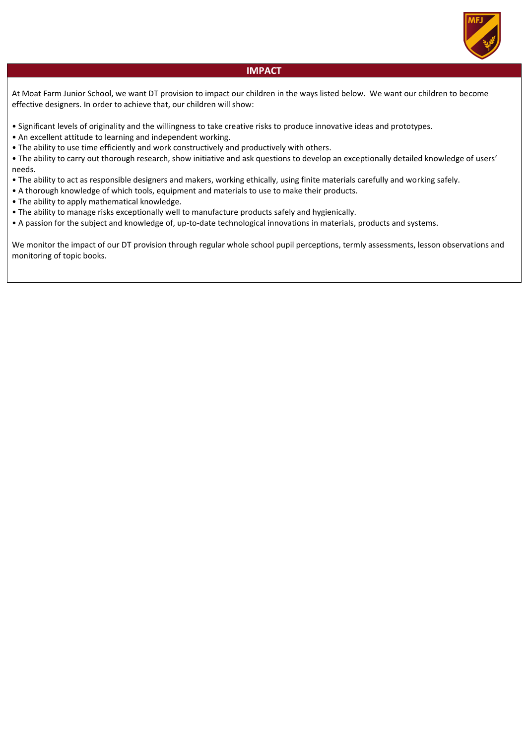## IMPACT

At Moat Farm Junior School, we want DT provision to impact our children in the ways listed below. We want our children to become effective designers. In order to achieve that, our children will show:

- Significant levels of originality and the willingness to take creative risks to produce innovative ideas and prototypes.
- An excellent attitude to learning and independent working.
- The ability to use time efficiently and work constructively and productively with others.
- The ability to carry out thorough research, show initiative and ask questions to develop an exceptionally detailed knowledge of users' needs.
- The ability to act as responsible designers and makers, working ethically, using finite materials carefully and working safely.
- A thorough knowledge of which tools, equipment and materials to use to make their products.
- The ability to apply mathematical knowledge.
- The ability to manage risks exceptionally well to manufacture products safely and hygienically.
- A passion for the subject and knowledge of, up-to-date technological innovations in materials, products and systems.

We monitor the impact of our DT provision through regular whole school pupil perceptions, termly assessments, lesson observations and monitoring of topic books.